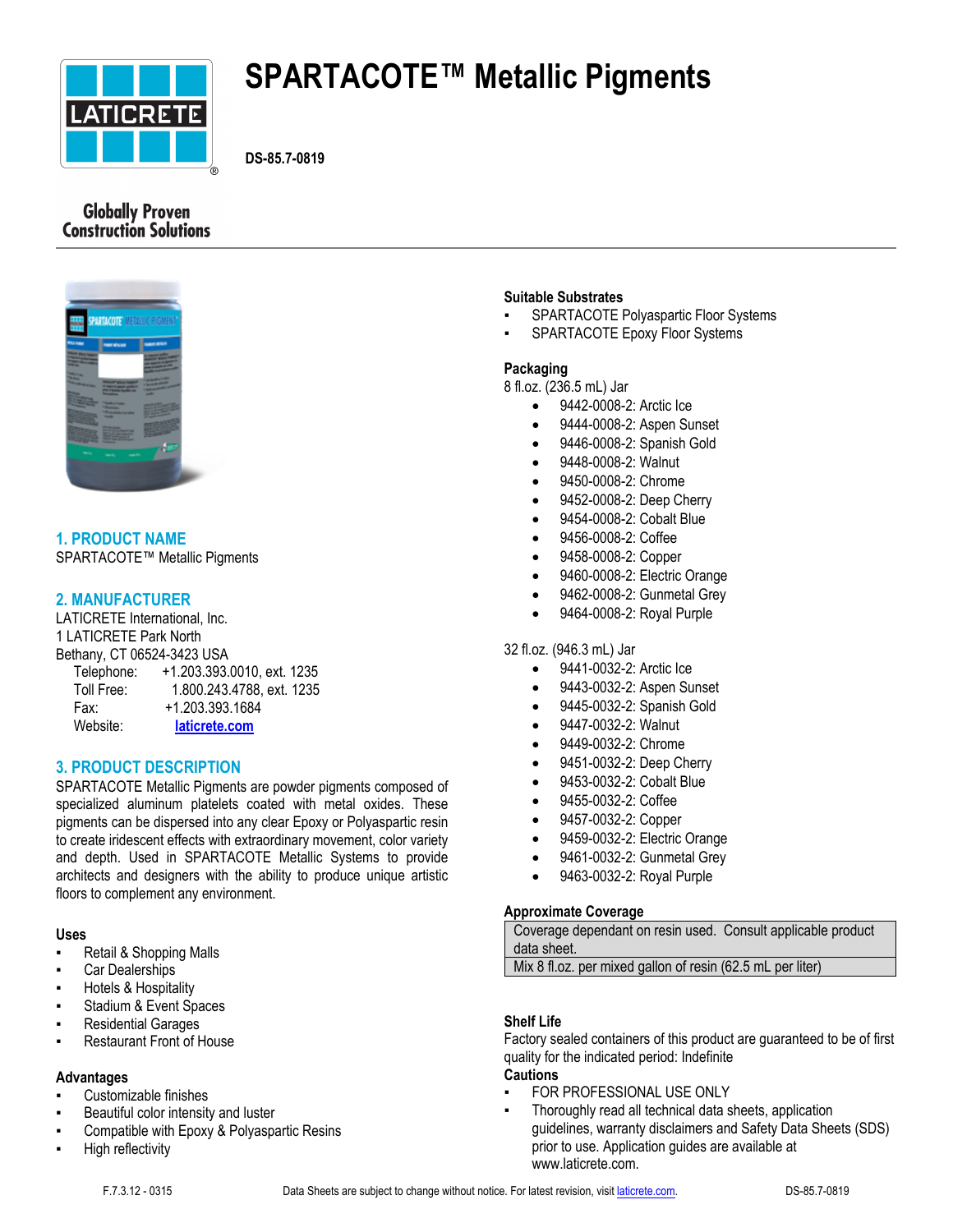# SPARTACOTE™ Metallic Pigments

**DS-85.7-0819**

Globally Proven Construction Solutions

## 1. PRODUCT NAME

SPARTACOTE™ Metallic Pigments

## 2. MANUFACTURER

LATICRETE International, Inc.
1 LATICRETE Park North
Bethany, CT 06524-3423 USA

Telephone: +1.203.393.0010, ext. 1235
Toll Free: 1.800.243.4788, ext. 1235
Fax: +1.203.393.1684
Website: laticrete.com

## 3. PRODUCT DESCRIPTION

SPARTACOTE Metallic Pigments are powder pigments composed of specialized aluminum platelets coated with metal oxides. These pigments can be dispersed into any clear Epoxy or Polyaspartic resin to create iridescent effects with extraordinary movement, color variety and depth. Used in SPARTACOTE Metallic Systems to provide architects and designers with the ability to produce unique artistic floors to complement any environment.

### Uses

- Retail & Shopping Malls
- Car Dealerships
- Hotels & Hospitality
- Stadium & Event Spaces
- Residential Garages
- Restaurant Front of House

### Advantages

- Customizable finishes
- Beautiful color intensity and luster
- Compatible with Epoxy & Polyaspartic Resins
- High reflectivity

### Suitable Substrates

- SPARTACOTE Polyaspartic Floor Systems
- SPARTACOTE Epoxy Floor Systems

### Packaging

8 fl.oz. (236.5 mL) Jar

- 9442-0008-2: Arctic Ice
- 9444-0008-2: Aspen Sunset
- 9446-0008-2: Spanish Gold
- 9448-0008-2: Walnut
- 9450-0008-2: Chrome
- 9452-0008-2: Deep Cherry
- 9454-0008-2: Cobalt Blue
- 9456-0008-2: Coffee
- 9458-0008-2: Copper
- 9460-0008-2: Electric Orange
- 9462-0008-2: Gunmetal Grey
- 9464-0008-2: Royal Purple

32 fl.oz. (946.3 mL) Jar

- 9441-0032-2: Arctic Ice
- 9443-0032-2: Aspen Sunset
- 9445-0032-2: Spanish Gold
- 9447-0032-2: Walnut
- 9449-0032-2: Chrome
- 9451-0032-2: Deep Cherry
- 9453-0032-2: Cobalt Blue
- 9455-0032-2: Coffee
- 9457-0032-2: Copper
- 9459-0032-2: Electric Orange
- 9461-0032-2: Gunmetal Grey
- 9463-0032-2: Royal Purple

### Approximate Coverage

| Coverage dependant on resin used. Consult applicable product data sheet. |
|---|
| Mix 8 fl.oz. per mixed gallon of resin (62.5 mL per liter) |

### Shelf Life

Factory sealed containers of this product are guaranteed to be of first quality for the indicated period: Indefinite

### Cautions

- FOR PROFESSIONAL USE ONLY
- Thoroughly read all technical data sheets, application guidelines, warranty disclaimers and Safety Data Sheets (SDS) prior to use. Application guides are available at www.laticrete.com.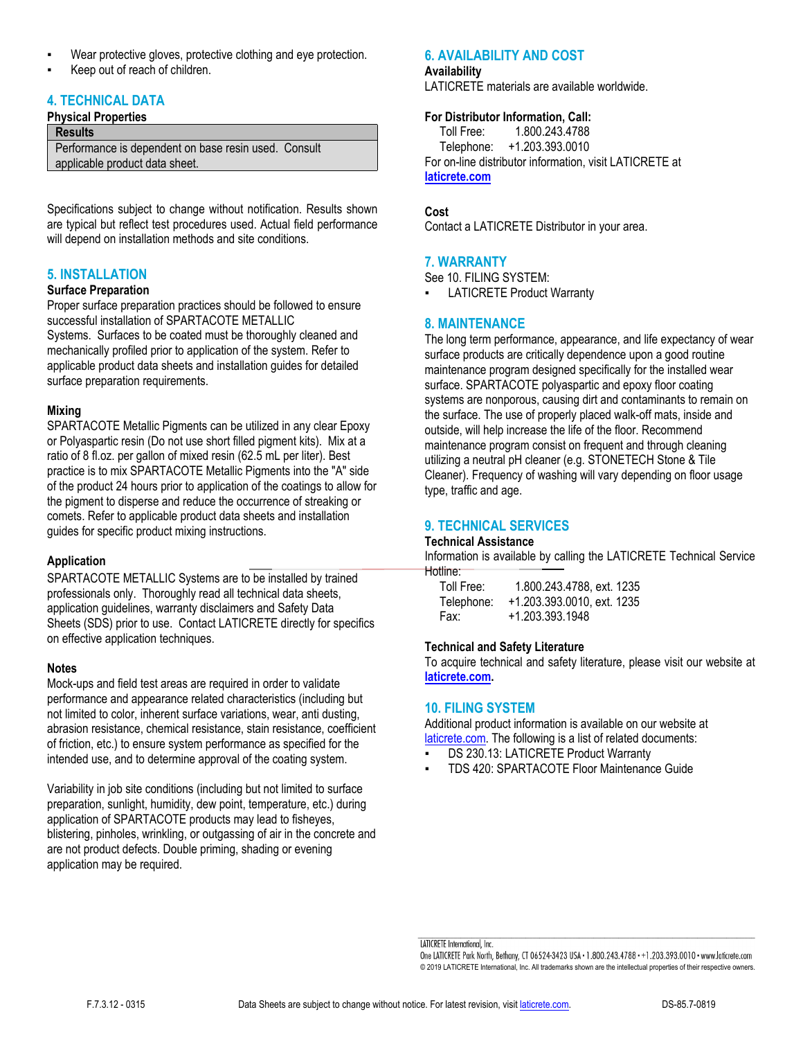- Wear protective gloves, protective clothing and eye protection.
- Keep out of reach of children.

## 4. TECHNICAL DATA

**Physical Properties**

| Results |
|---|
| Performance is dependent on base resin used. Consult applicable product data sheet. |

Specifications subject to change without notification. Results shown are typical but reflect test procedures used. Actual field performance will depend on installation methods and site conditions.

## 5. INSTALLATION

**Surface Preparation**

Proper surface preparation practices should be followed to ensure successful installation of SPARTACOTE METALLIC Systems. Surfaces to be coated must be thoroughly cleaned and mechanically profiled prior to application of the system. Refer to applicable product data sheets and installation guides for detailed surface preparation requirements.

**Mixing**

SPARTACOTE Metallic Pigments can be utilized in any clear Epoxy or Polyaspartic resin (Do not use short filled pigment kits). Mix at a ratio of 8 fl.oz. per gallon of mixed resin (62.5 mL per liter). Best practice is to mix SPARTACOTE Metallic Pigments into the "A" side of the product 24 hours prior to application of the coatings to allow for the pigment to disperse and reduce the occurrence of streaking or comets. Refer to applicable product data sheets and installation guides for specific product mixing instructions.

**Application**

SPARTACOTE METALLIC Systems are to be installed by trained professionals only. Thoroughly read all technical data sheets, application guidelines, warranty disclaimers and Safety Data Sheets (SDS) prior to use. Contact LATICRETE directly for specifics on effective application techniques.

**Notes**

Mock-ups and field test areas are required in order to validate performance and appearance related characteristics (including but not limited to color, inherent surface variations, wear, anti dusting, abrasion resistance, chemical resistance, stain resistance, coefficient of friction, etc.) to ensure system performance as specified for the intended use, and to determine approval of the coating system.

Variability in job site conditions (including but not limited to surface preparation, sunlight, humidity, dew point, temperature, etc.) during application of SPARTACOTE products may lead to fisheyes, blistering, pinholes, wrinkling, or outgassing of air in the concrete and are not product defects. Double priming, shading or evening application may be required.

## 6. AVAILABILITY AND COST

**Availability**

LATICRETE materials are available worldwide.

**For Distributor Information, Call:**

Toll Free: 1.800.243.4788
Telephone: +1.203.393.0010

For on-line distributor information, visit LATICRETE at **laticrete.com**

**Cost**

Contact a LATICRETE Distributor in your area.

## 7. WARRANTY

See 10. FILING SYSTEM:

- LATICRETE Product Warranty

## 8. MAINTENANCE

The long term performance, appearance, and life expectancy of wear surface products are critically dependence upon a good routine maintenance program designed specifically for the installed wear surface. SPARTACOTE polyaspartic and epoxy floor coating systems are nonporous, causing dirt and contaminants to remain on the surface. The use of properly placed walk-off mats, inside and outside, will help increase the life of the floor. Recommend maintenance program consist on frequent and through cleaning utilizing a neutral pH cleaner (e.g. STONETECH Stone & Tile Cleaner). Frequency of washing will vary depending on floor usage type, traffic and age.

## 9. TECHNICAL SERVICES

**Technical Assistance**

Information is available by calling the LATICRETE Technical Service Hotline:

Toll Free: 1.800.243.4788, ext. 1235
Telephone: +1.203.393.0010, ext. 1235
Fax: +1.203.393.1948

**Technical and Safety Literature**

To acquire technical and safety literature, please visit our website at **laticrete.com**.

## 10. FILING SYSTEM

Additional product information is available on our website at laticrete.com. The following is a list of related documents:

- DS 230.13: LATICRETE Product Warranty
- TDS 420: SPARTACOTE Floor Maintenance Guide

LATICRETE International, Inc.
One LATICRETE Park North, Bethany, CT 06524-3423 USA • 1.800.243.4788 • +1.203.393.0010 • www.laticrete.com
© 2019 LATICRETE International, Inc. All trademarks shown are the intellectual properties of their respective owners.

F.7.3.12 - 0315 Data Sheets are subject to change without notice. For latest revision, visit laticrete.com. DS-85.7-0819